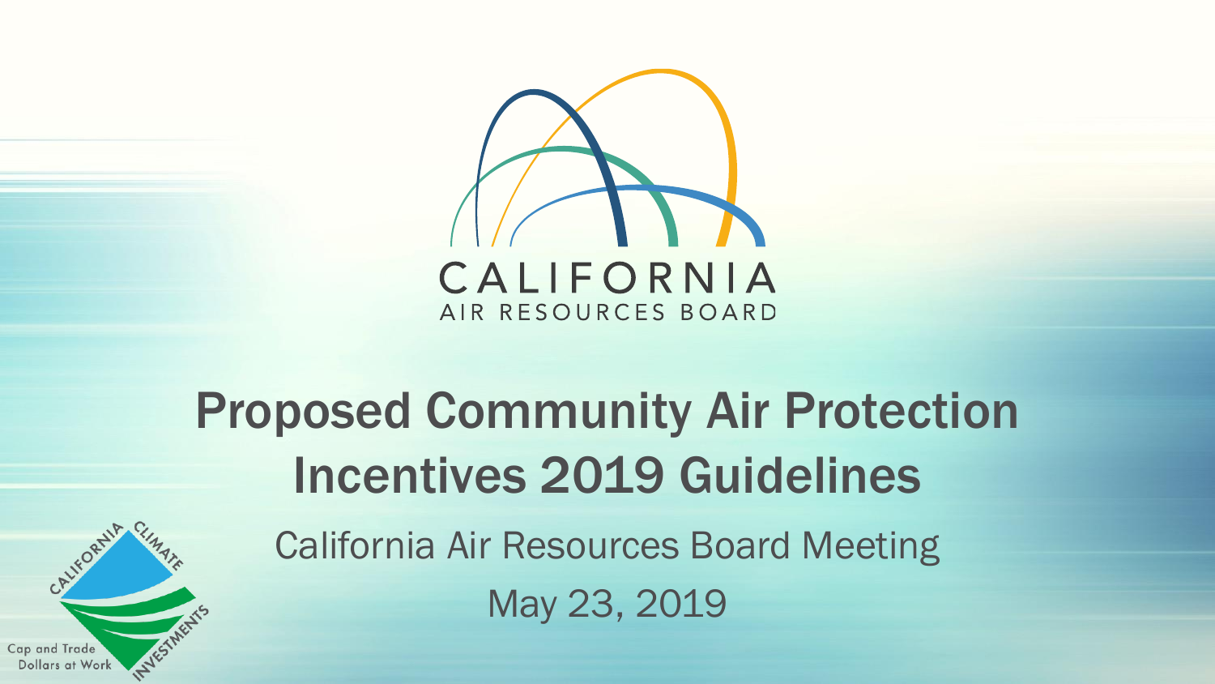CALIFORNIA
AIR RESOURCES BOARD

# Proposed Community Air Protection Incentives 2019 Guidelines

California Air Resources Board Meeting

May 23, 2019

CALIFORNIA CLIMATE INVESTMENTS

Cap and Trade Dollars at Work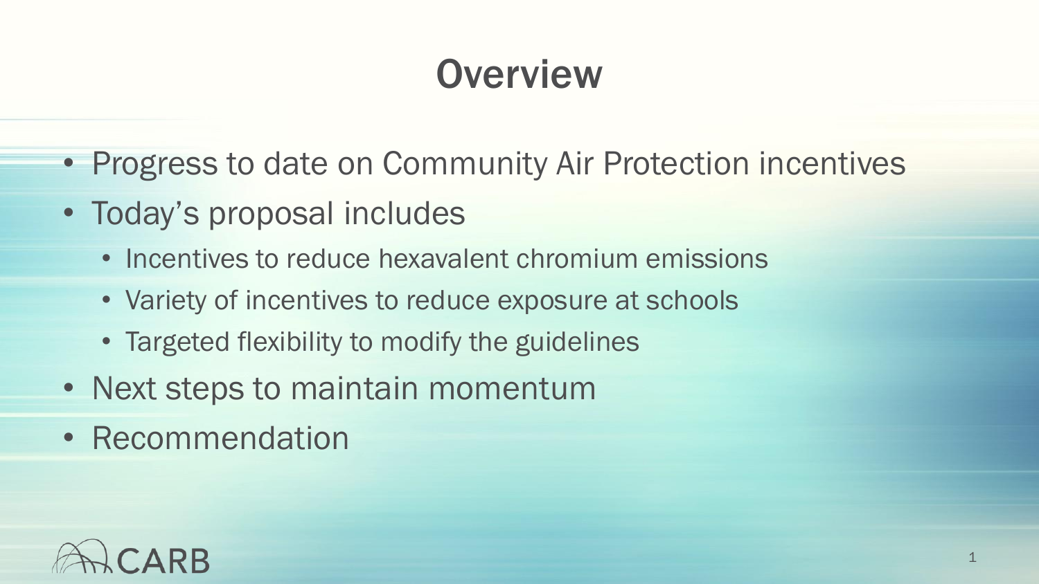# Overview

- Progress to date on Community Air Protection incentives
- Today's proposal includes
  - Incentives to reduce hexavalent chromium emissions
  - Variety of incentives to reduce exposure at schools
  - Targeted flexibility to modify the guidelines
- Next steps to maintain momentum
- Recommendation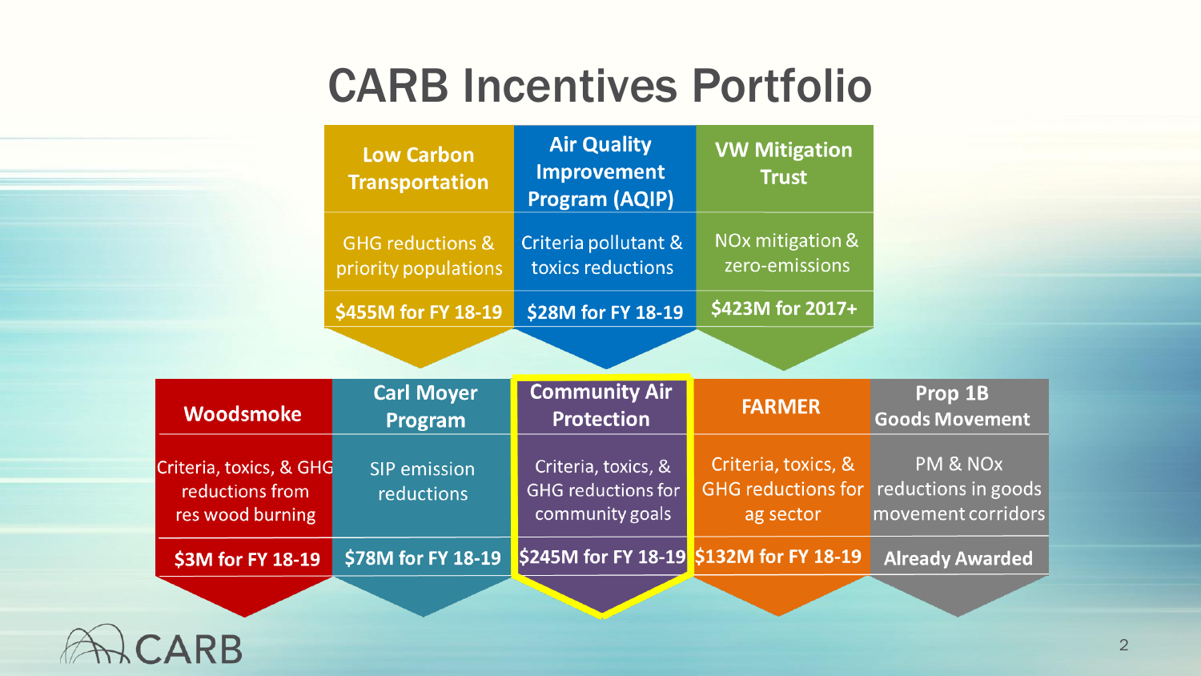# CARB Incentives Portfolio

| Low Carbon Transportation | Air Quality Improvement Program (AQIP) | VW Mitigation Trust |
|---|---|---|
| GHG reductions & priority populations | Criteria pollutant & toxics reductions | NOx mitigation & zero-emissions |
| $455M for FY 18-19 | $28M for FY 18-19 | $423M for 2017+ |

| Woodsmoke | Carl Moyer Program | Community Air Protection | FARMER | Prop 1B Goods Movement |
|---|---|---|---|---|
| Criteria, toxics, & GHG reductions from res wood burning | SIP emission reductions | Criteria, toxics, & GHG reductions for community goals | Criteria, toxics, & GHG reductions for ag sector | PM & NOx reductions in goods movement corridors |
| $3M for FY 18-19 | $78M for FY 18-19 | $245M for FY 18-19 | $132M for FY 18-19 | Already Awarded |

CARB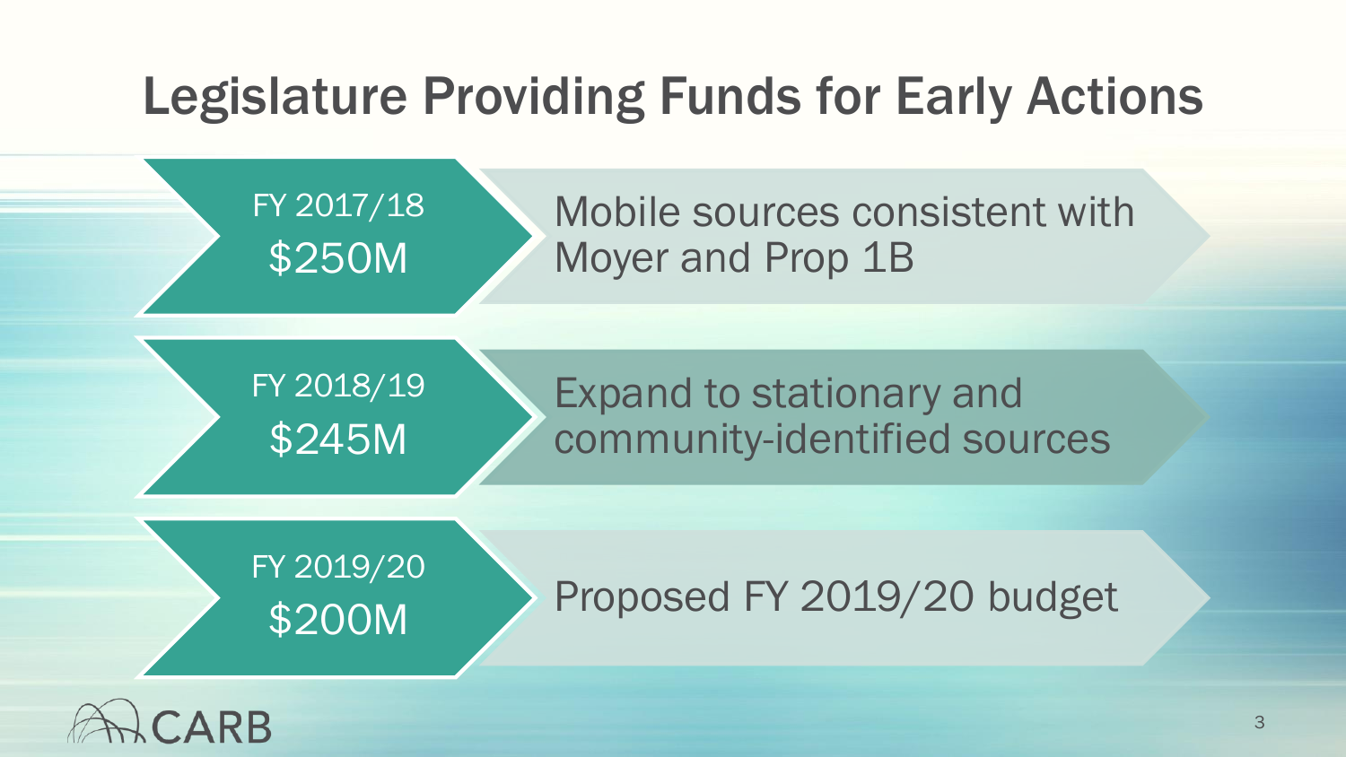# Legislature Providing Funds for Early Actions

- **FY 2017/18 — $250M**: Mobile sources consistent with Moyer and Prop 1B
- **FY 2018/19 — $245M**: Expand to stationary and community-identified sources
- **FY 2019/20 — $200M**: Proposed FY 2019/20 budget

CARB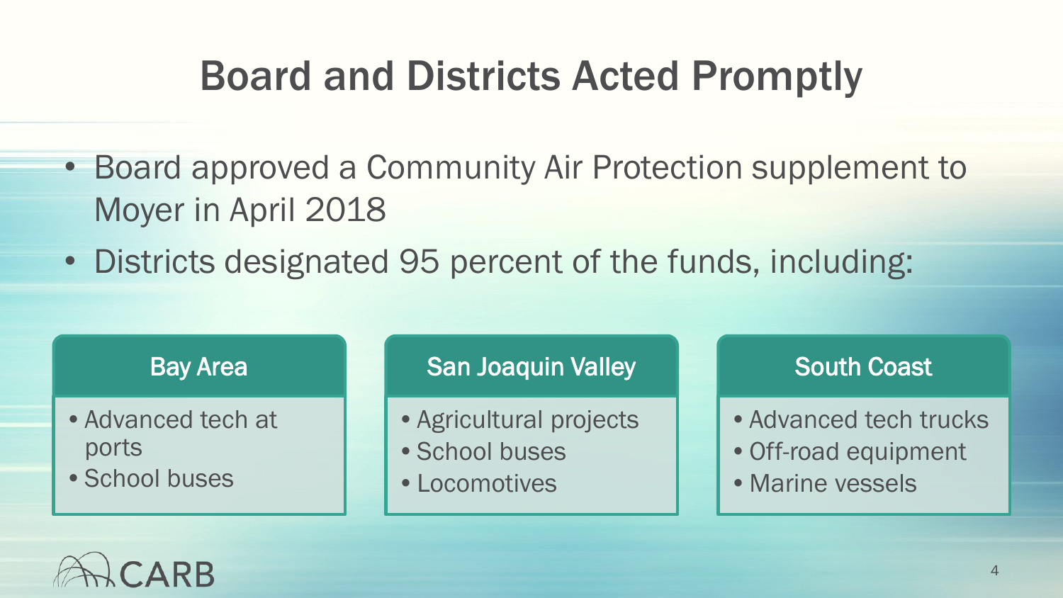# Board and Districts Acted Promptly

- Board approved a Community Air Protection supplement to Moyer in April 2018
- Districts designated 95 percent of the funds, including:

### Bay Area

- Advanced tech at ports
- School buses

### San Joaquin Valley

- Agricultural projects
- School buses
- Locomotives

### South Coast

- Advanced tech trucks
- Off-road equipment
- Marine vessels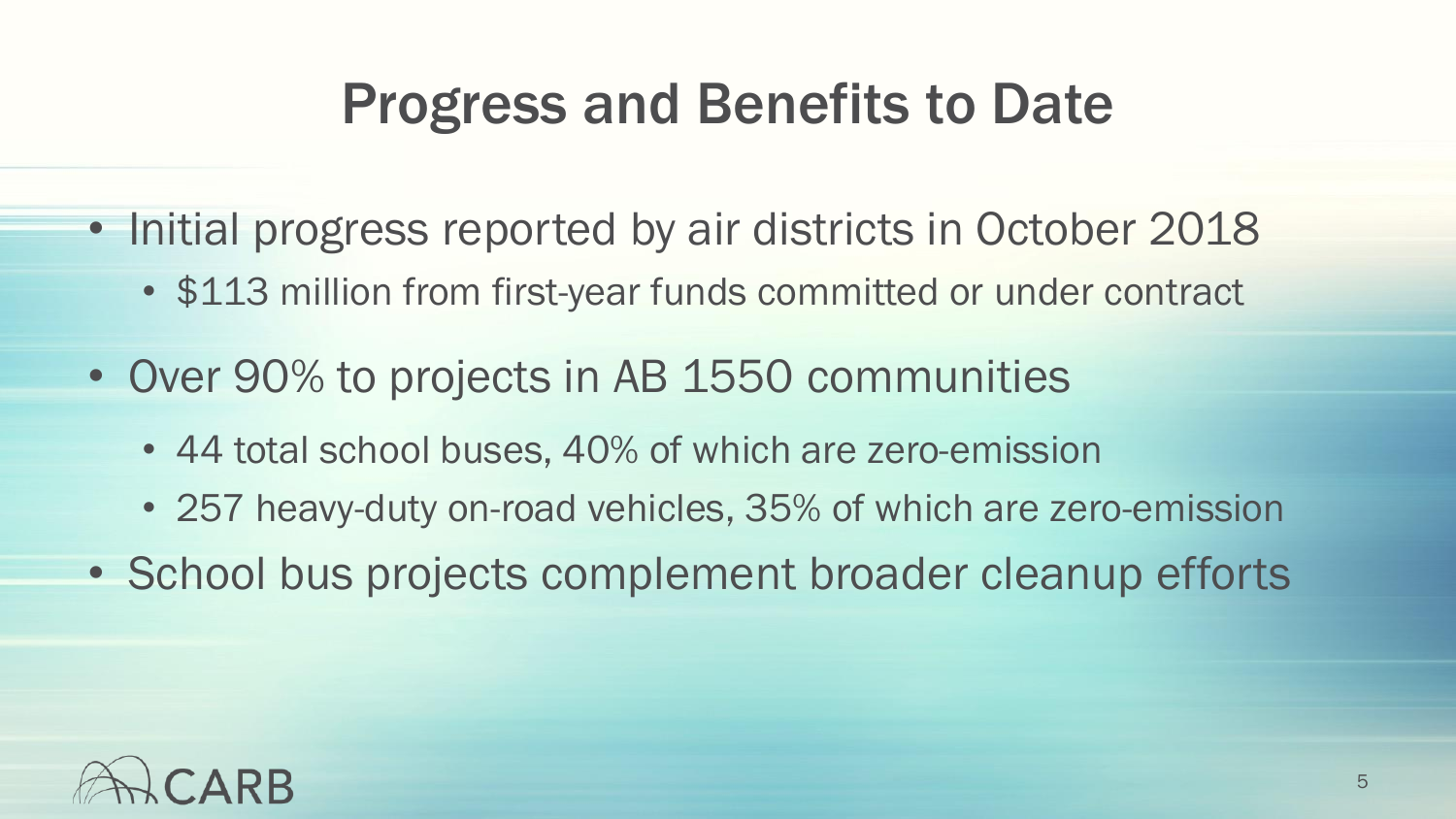# Progress and Benefits to Date

- Initial progress reported by air districts in October 2018
  - $113 million from first-year funds committed or under contract
- Over 90% to projects in AB 1550 communities
  - 44 total school buses, 40% of which are zero-emission
  - 257 heavy-duty on-road vehicles, 35% of which are zero-emission
- School bus projects complement broader cleanup efforts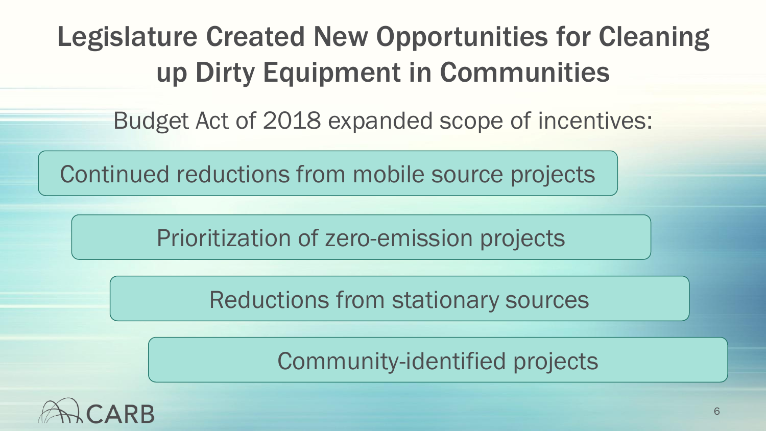# Legislature Created New Opportunities for Cleaning up Dirty Equipment in Communities

Budget Act of 2018 expanded scope of incentives:

- Continued reductions from mobile source projects
- Prioritization of zero-emission projects
- Reductions from stationary sources
- Community-identified projects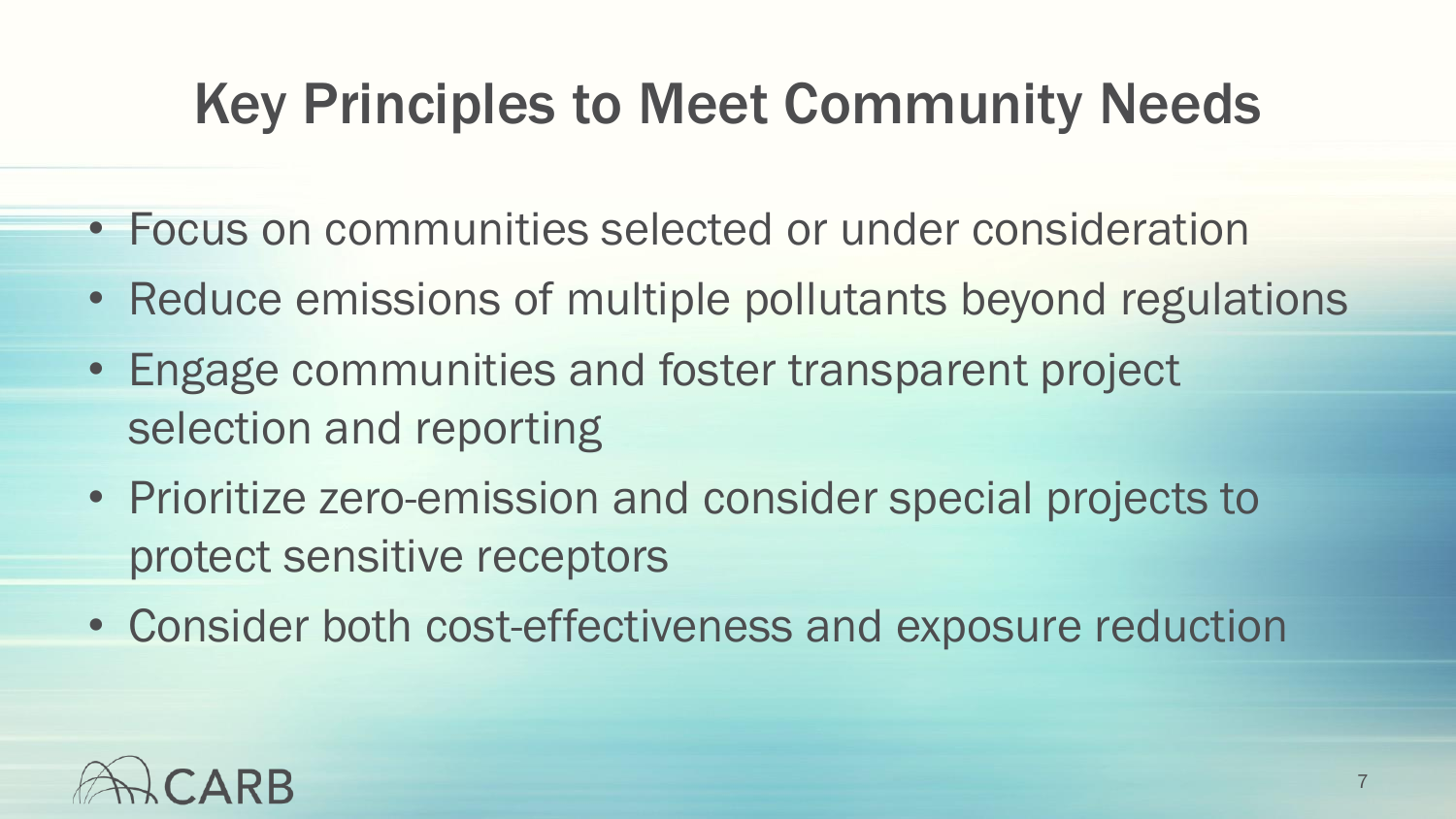# Key Principles to Meet Community Needs

- Focus on communities selected or under consideration
- Reduce emissions of multiple pollutants beyond regulations
- Engage communities and foster transparent project selection and reporting
- Prioritize zero-emission and consider special projects to protect sensitive receptors
- Consider both cost-effectiveness and exposure reduction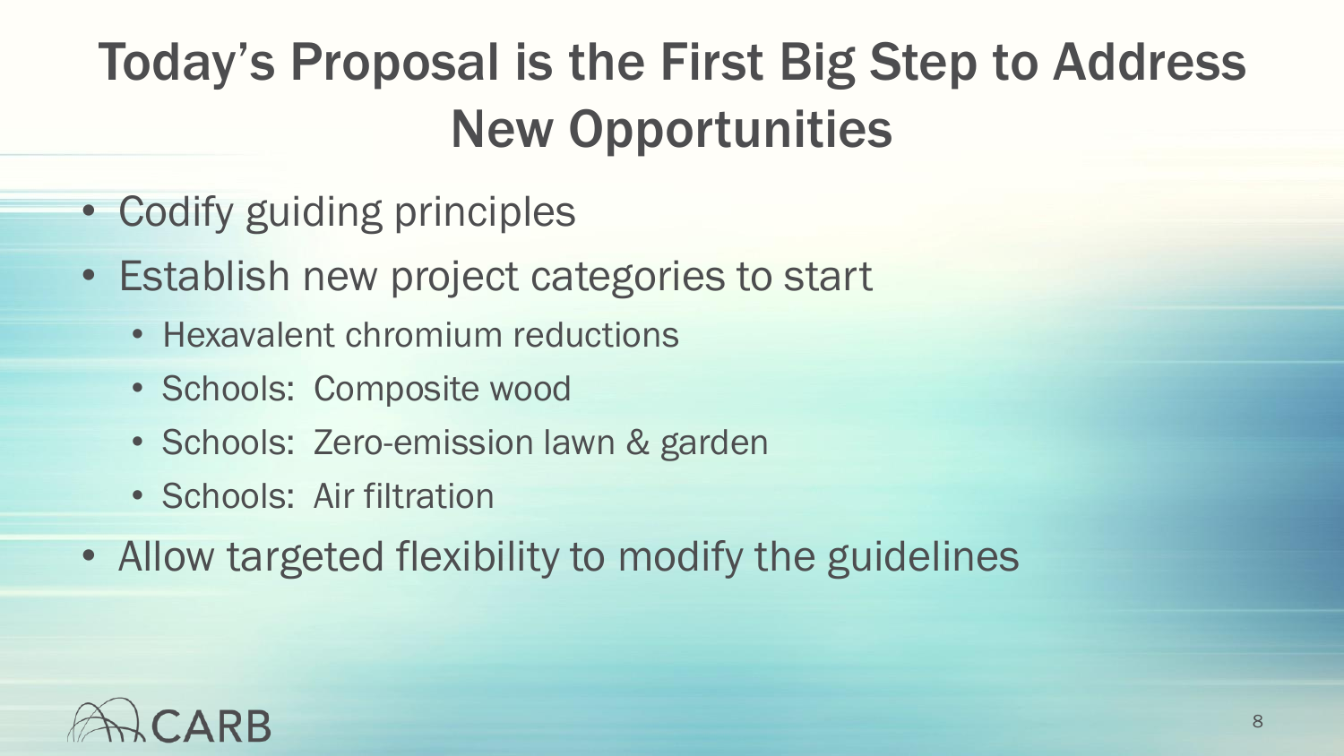# Today's Proposal is the First Big Step to Address New Opportunities

- Codify guiding principles
- Establish new project categories to start
  - Hexavalent chromium reductions
  - Schools: Composite wood
  - Schools: Zero-emission lawn & garden
  - Schools: Air filtration
- Allow targeted flexibility to modify the guidelines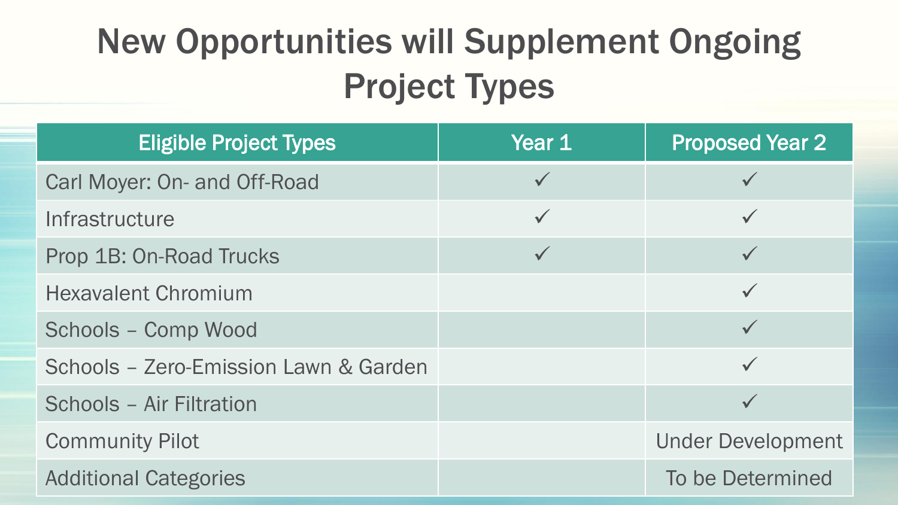# New Opportunities will Supplement Ongoing Project Types

| Eligible Project Types | Year 1 | Proposed Year 2 |
| --- | --- | --- |
| Carl Moyer: On- and Off-Road | ✓ | ✓ |
| Infrastructure | ✓ | ✓ |
| Prop 1B: On-Road Trucks | ✓ | ✓ |
| Hexavalent Chromium | | ✓ |
| Schools – Comp Wood | | ✓ |
| Schools – Zero-Emission Lawn & Garden | | ✓ |
| Schools – Air Filtration | | ✓ |
| Community Pilot | | Under Development |
| Additional Categories | | To be Determined |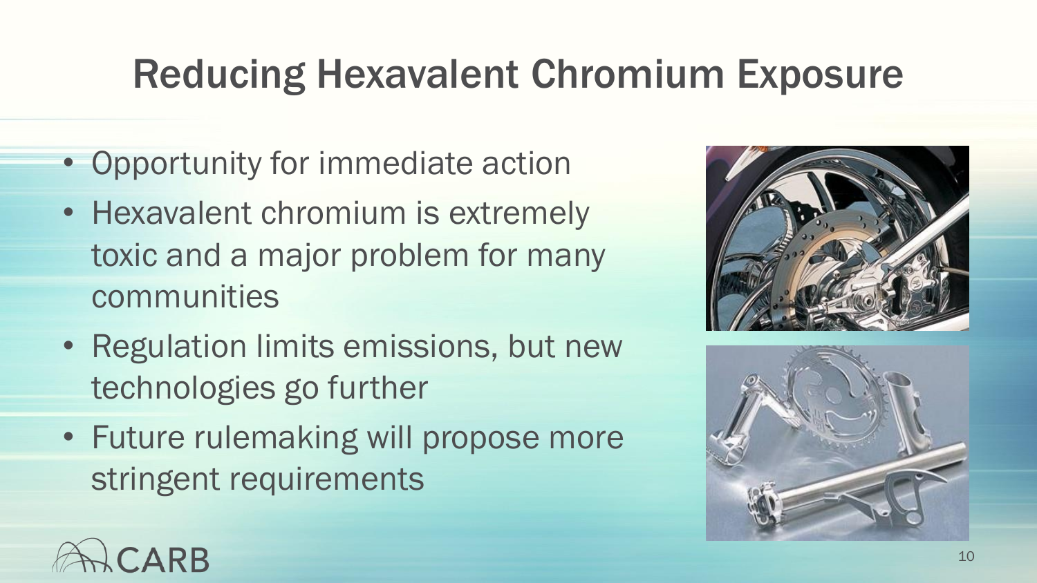# Reducing Hexavalent Chromium Exposure

- Opportunity for immediate action
- Hexavalent chromium is extremely toxic and a major problem for many communities
- Regulation limits emissions, but new technologies go further
- Future rulemaking will propose more stringent requirements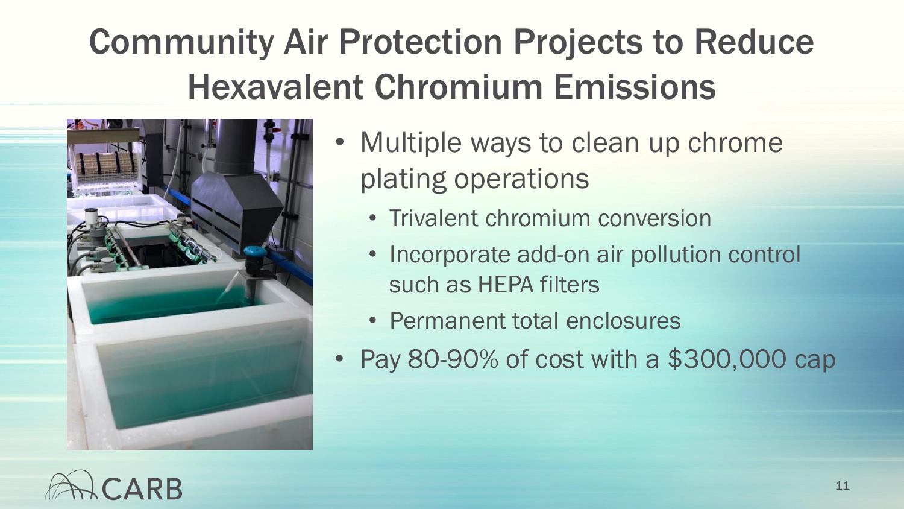# Community Air Protection Projects to Reduce Hexavalent Chromium Emissions

- Multiple ways to clean up chrome plating operations
  - Trivalent chromium conversion
  - Incorporate add-on air pollution control such as HEPA filters
  - Permanent total enclosures
- Pay 80-90% of cost with a $300,000 cap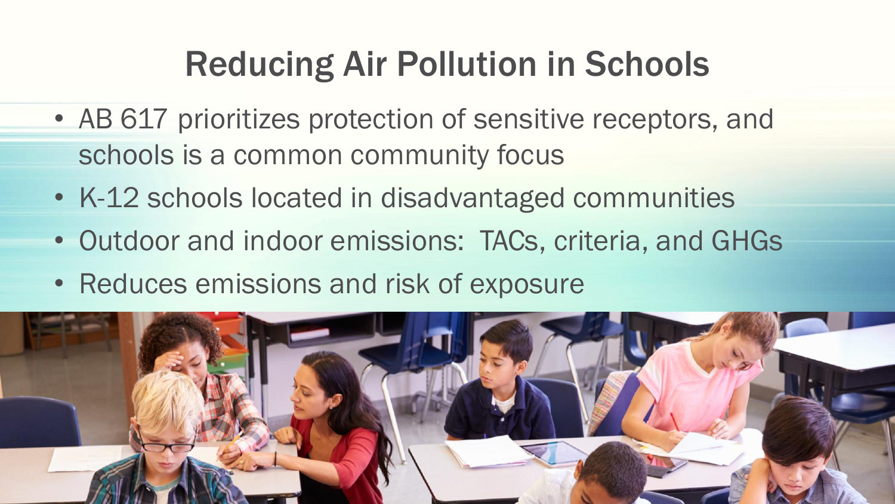# Reducing Air Pollution in Schools

- AB 617 prioritizes protection of sensitive receptors, and schools is a common community focus
- K-12 schools located in disadvantaged communities
- Outdoor and indoor emissions: TACs, criteria, and GHGs
- Reduces emissions and risk of exposure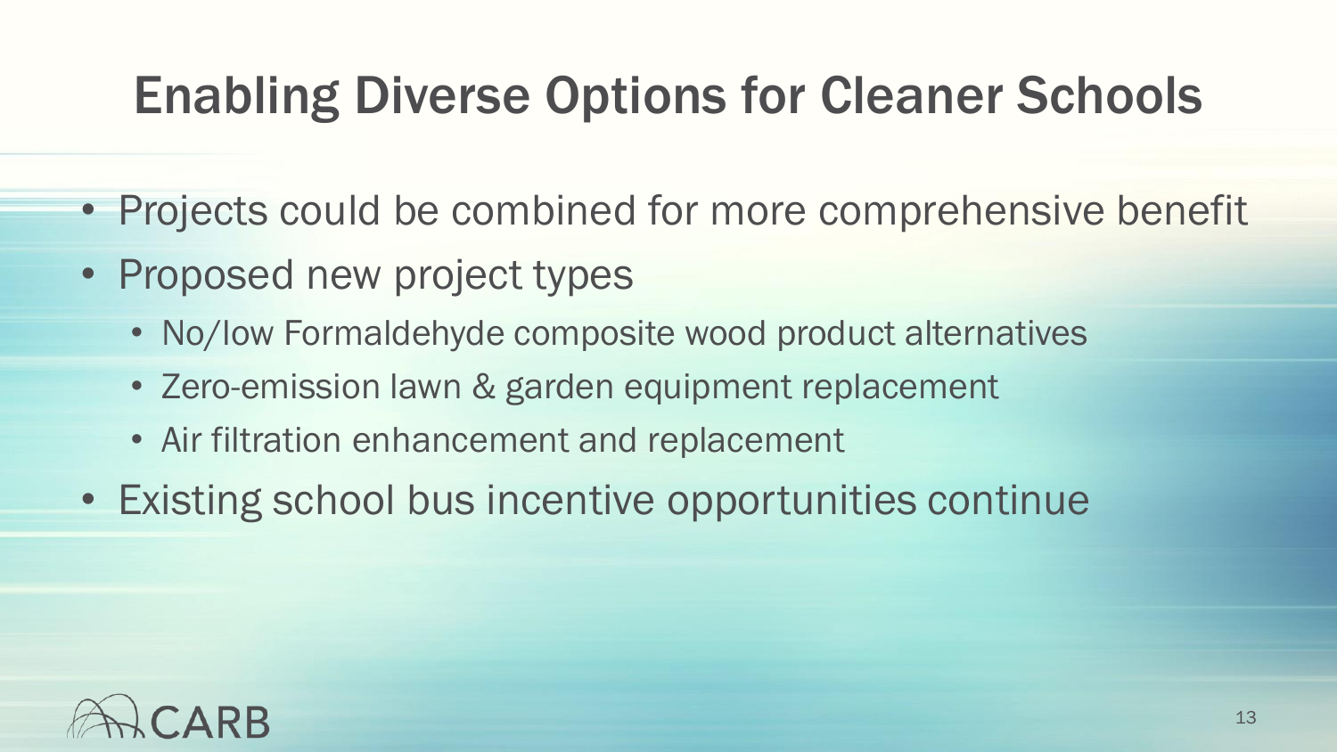# Enabling Diverse Options for Cleaner Schools

- Projects could be combined for more comprehensive benefit
- Proposed new project types
  - No/low Formaldehyde composite wood product alternatives
  - Zero-emission lawn & garden equipment replacement
  - Air filtration enhancement and replacement
- Existing school bus incentive opportunities continue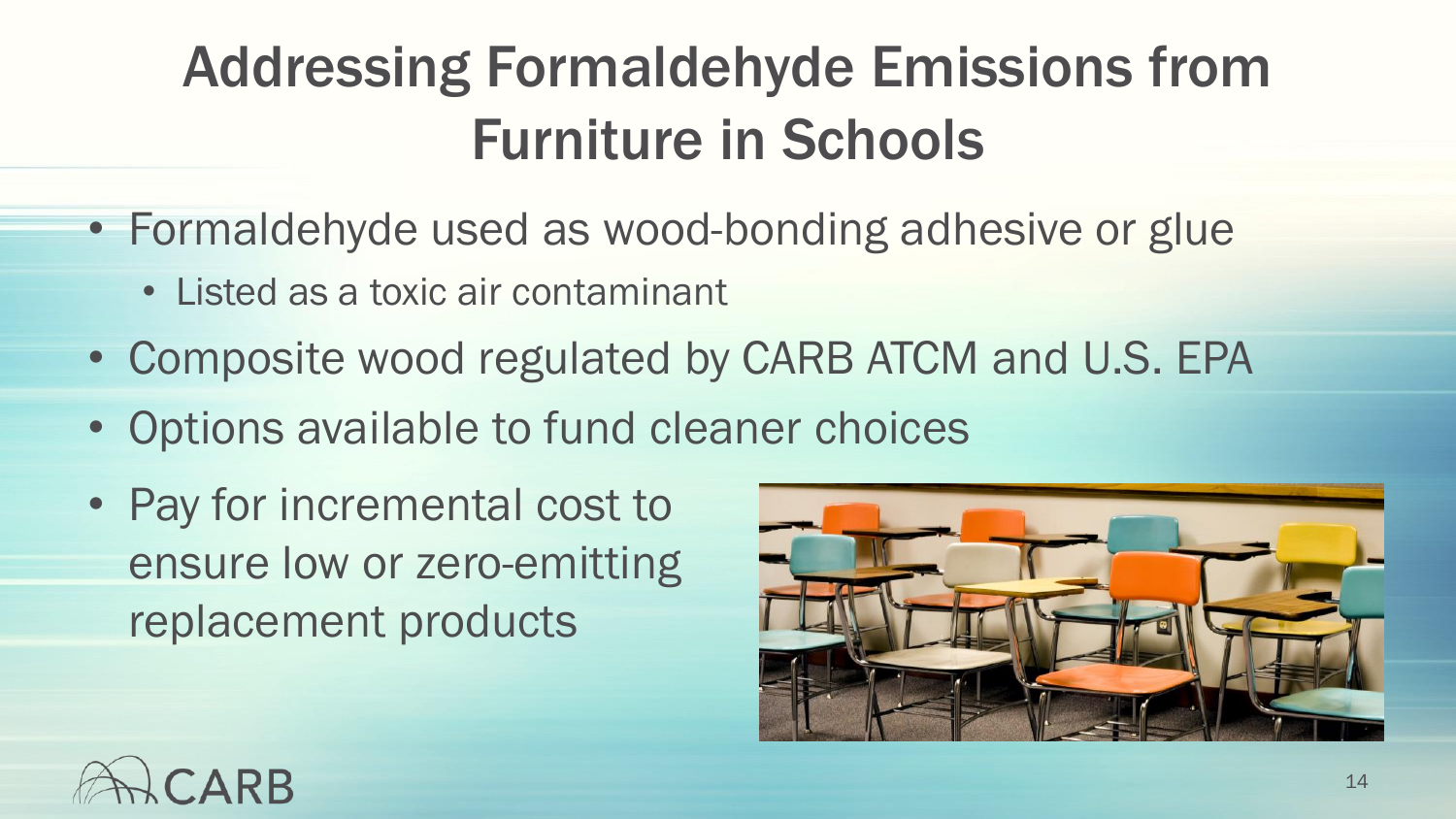# Addressing Formaldehyde Emissions from Furniture in Schools

- Formaldehyde used as wood-bonding adhesive or glue
  - Listed as a toxic air contaminant
- Composite wood regulated by CARB ATCM and U.S. EPA
- Options available to fund cleaner choices
- Pay for incremental cost to ensure low or zero-emitting replacement products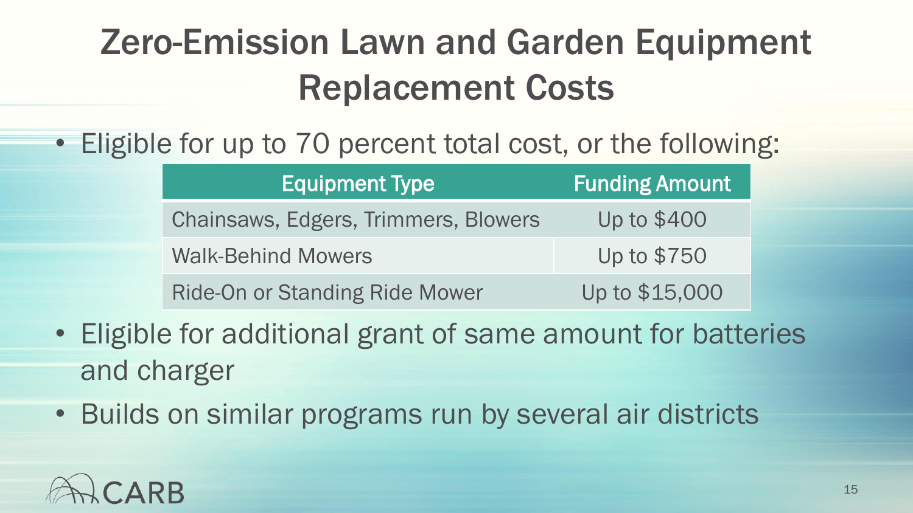# Zero-Emission Lawn and Garden Equipment Replacement Costs

- Eligible for up to 70 percent total cost, or the following:

| Equipment Type | Funding Amount |
| --- | --- |
| Chainsaws, Edgers, Trimmers, Blowers | Up to $400 |
| Walk-Behind Mowers | Up to $750 |
| Ride-On or Standing Ride Mower | Up to $15,000 |

- Eligible for additional grant of same amount for batteries and charger
- Builds on similar programs run by several air districts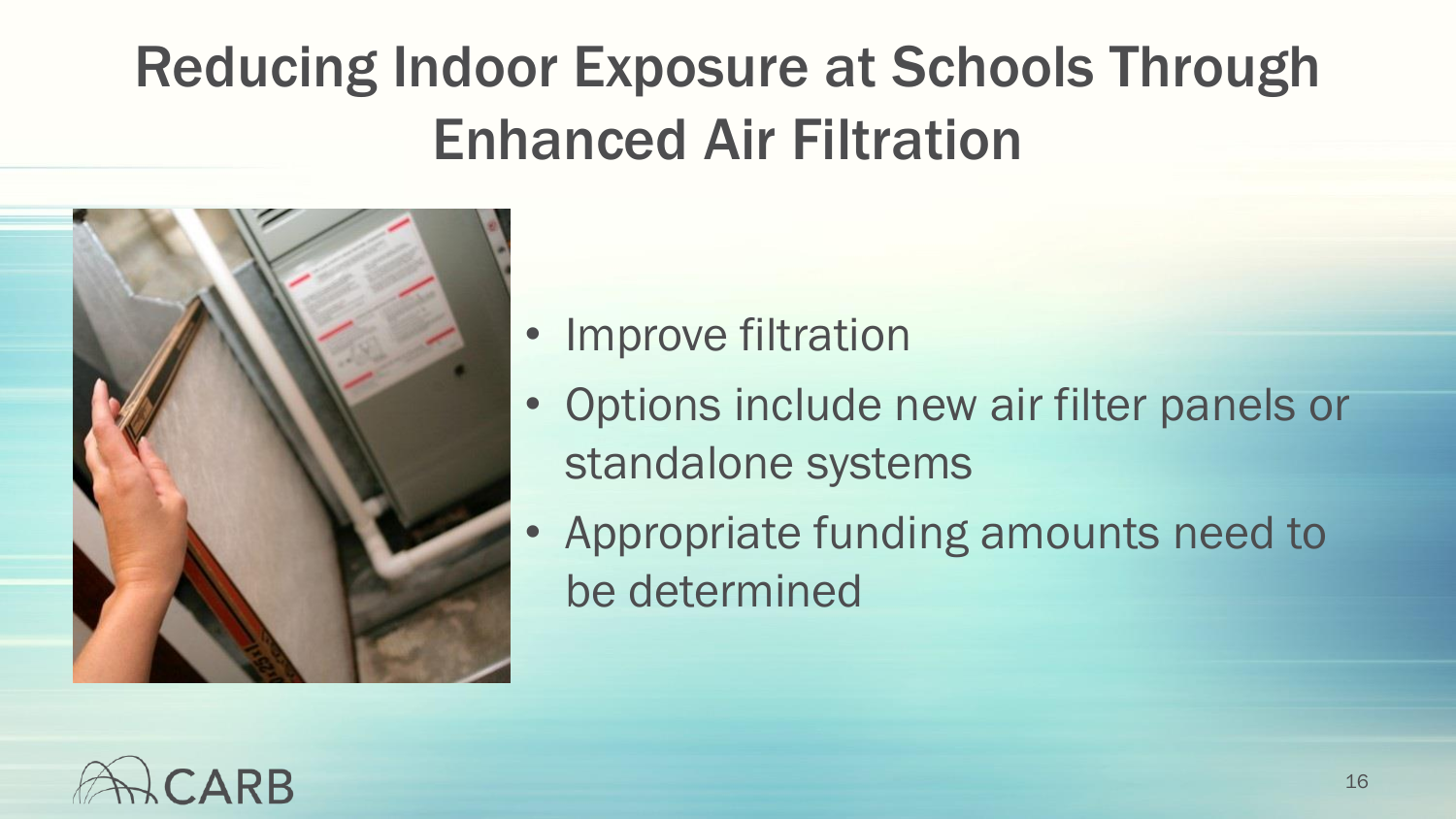# Reducing Indoor Exposure at Schools Through Enhanced Air Filtration

- Improve filtration
- Options include new air filter panels or standalone systems
- Appropriate funding amounts need to be determined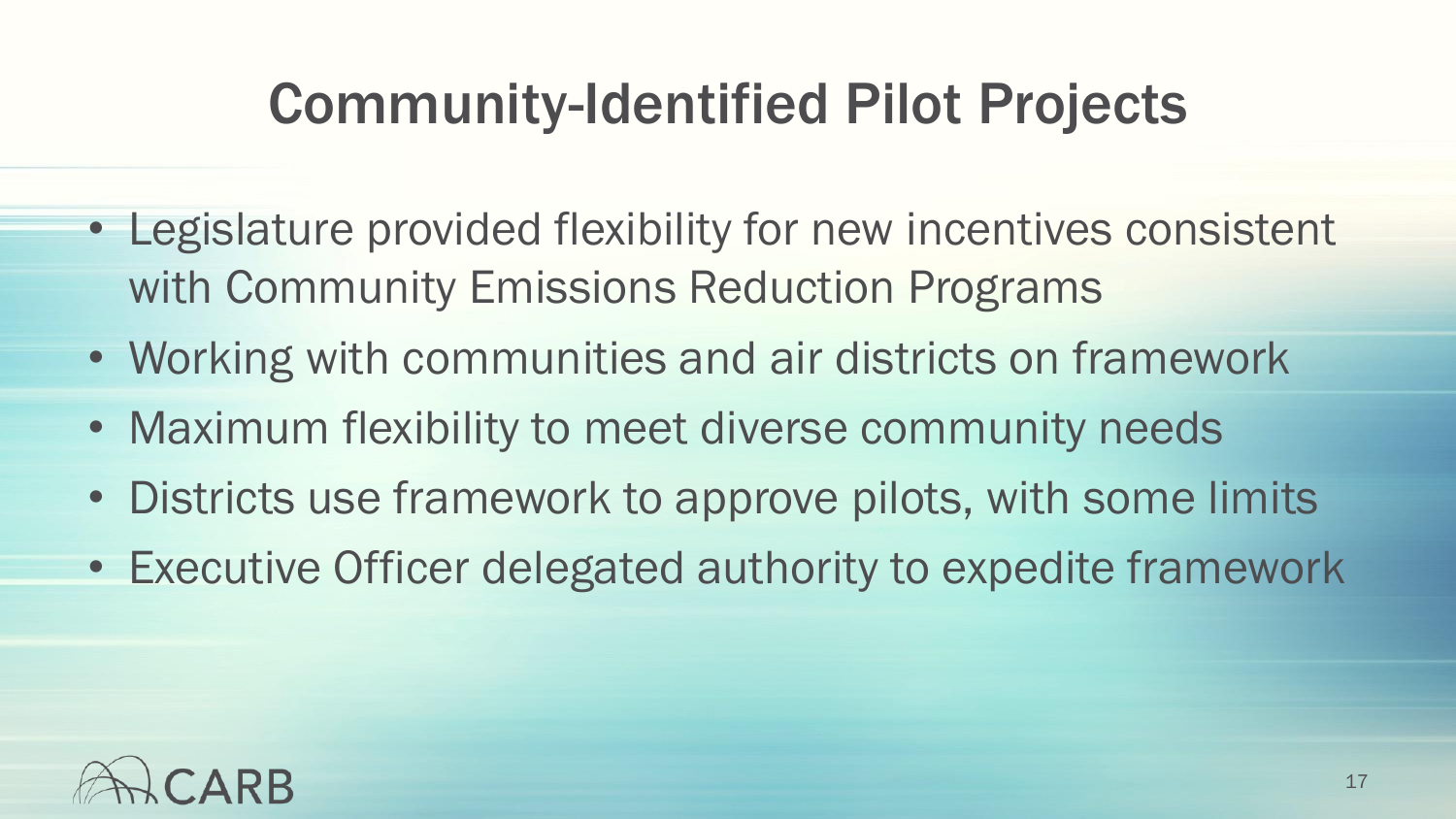# Community-Identified Pilot Projects

- Legislature provided flexibility for new incentives consistent with Community Emissions Reduction Programs
- Working with communities and air districts on framework
- Maximum flexibility to meet diverse community needs
- Districts use framework to approve pilots, with some limits
- Executive Officer delegated authority to expedite framework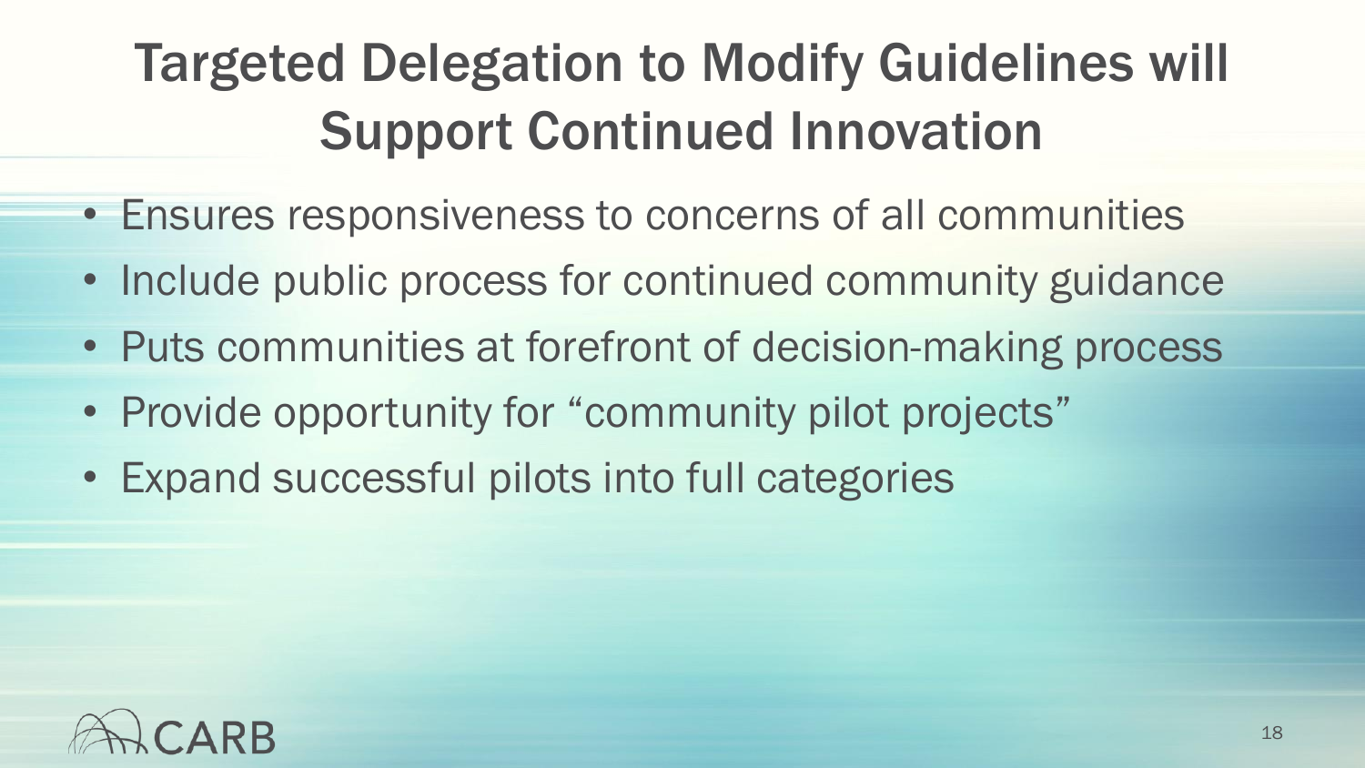# Targeted Delegation to Modify Guidelines will Support Continued Innovation

- Ensures responsiveness to concerns of all communities
- Include public process for continued community guidance
- Puts communities at forefront of decision-making process
- Provide opportunity for "community pilot projects"
- Expand successful pilots into full categories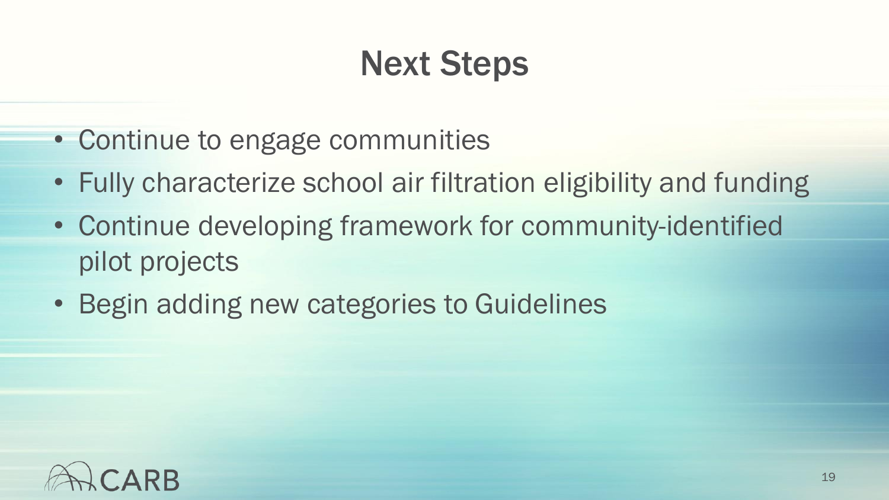# Next Steps

- Continue to engage communities
- Fully characterize school air filtration eligibility and funding
- Continue developing framework for community-identified pilot projects
- Begin adding new categories to Guidelines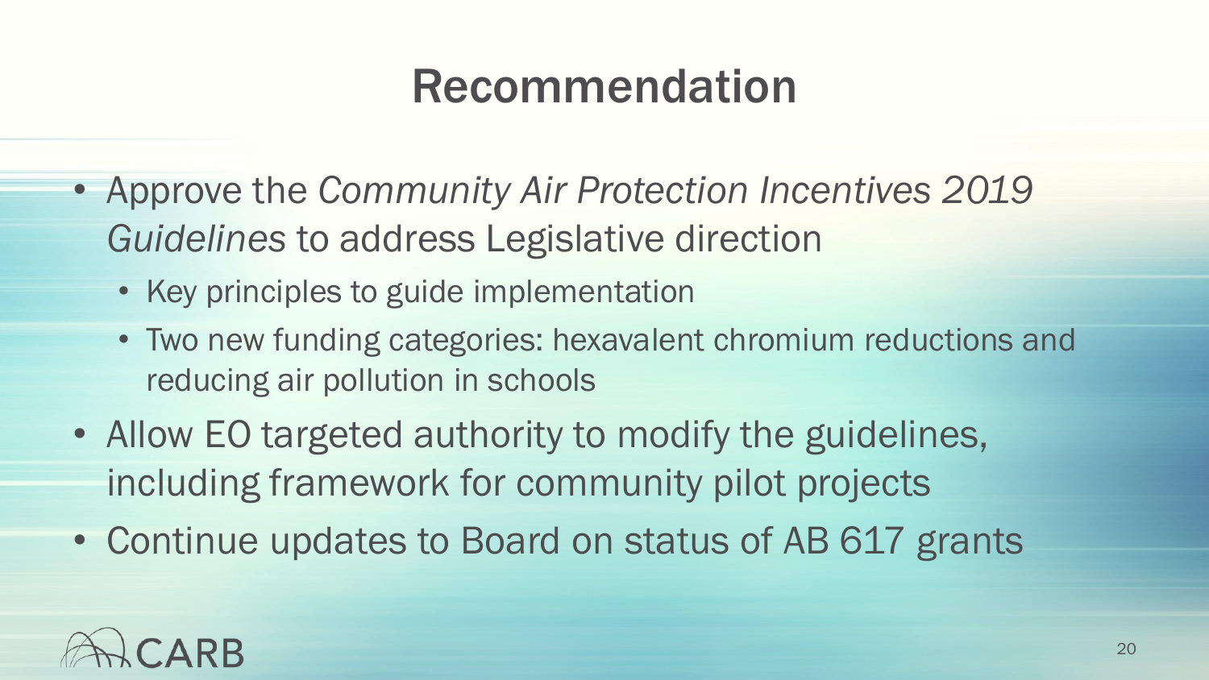# Recommendation

- Approve the *Community Air Protection Incentives 2019 Guidelines* to address Legislative direction
  - Key principles to guide implementation
  - Two new funding categories: hexavalent chromium reductions and reducing air pollution in schools
- Allow EO targeted authority to modify the guidelines, including framework for community pilot projects
- Continue updates to Board on status of AB 617 grants

CARB